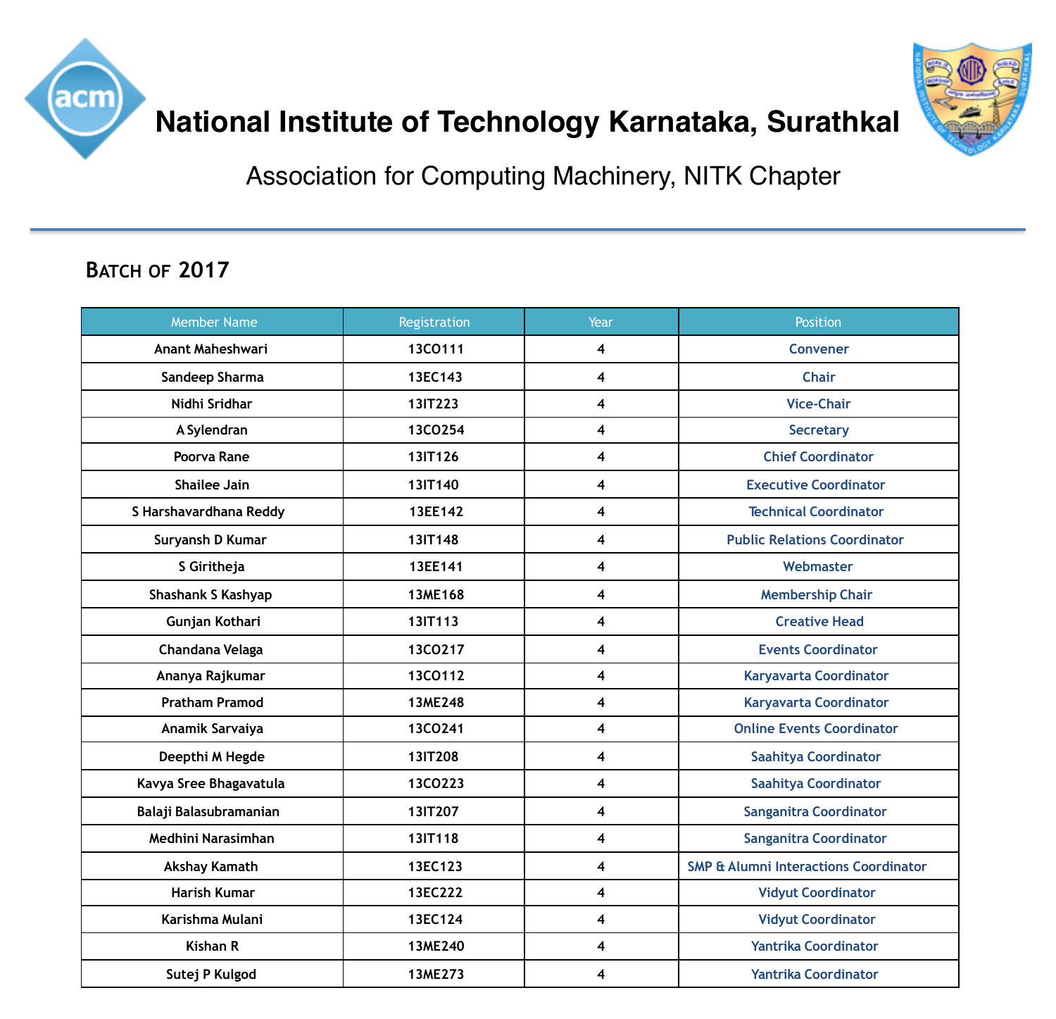# National Institute of Technology Karnataka, Surathkal

## Association for Computing Machinery, NITK Chapter

### Batch of 2017

| Member Name | Registration | Year | Position |
|---|---|---|---|
| Anant Maheshwari | 13CO111 | 4 | Convener |
| Sandeep Sharma | 13EC143 | 4 | Chair |
| Nidhi Sridhar | 13IT223 | 4 | Vice-Chair |
| A Sylendran | 13CO254 | 4 | Secretary |
| Poorva Rane | 13IT126 | 4 | Chief Coordinator |
| Shailee Jain | 13IT140 | 4 | Executive Coordinator |
| S Harshavardhana Reddy | 13EE142 | 4 | Technical Coordinator |
| Suryansh D Kumar | 13IT148 | 4 | Public Relations Coordinator |
| S Giritheja | 13EE141 | 4 | Webmaster |
| Shashank S Kashyap | 13ME168 | 4 | Membership Chair |
| Gunjan Kothari | 13IT113 | 4 | Creative Head |
| Chandana Velaga | 13CO217 | 4 | Events Coordinator |
| Ananya Rajkumar | 13CO112 | 4 | Karyavarta Coordinator |
| Pratham Pramod | 13ME248 | 4 | Karyavarta Coordinator |
| Anamik Sarvaiya | 13CO241 | 4 | Online Events Coordinator |
| Deepthi M Hegde | 13IT208 | 4 | Saahitya Coordinator |
| Kavya Sree Bhagavatula | 13CO223 | 4 | Saahitya Coordinator |
| Balaji Balasubramanian | 13IT207 | 4 | Sanganitra Coordinator |
| Medhini Narasimhan | 13IT118 | 4 | Sanganitra Coordinator |
| Akshay Kamath | 13EC123 | 4 | SMP & Alumni Interactions Coordinator |
| Harish Kumar | 13EC222 | 4 | Vidyut Coordinator |
| Karishma Mulani | 13EC124 | 4 | Vidyut Coordinator |
| Kishan R | 13ME240 | 4 | Yantrika Coordinator |
| Sutej P Kulgod | 13ME273 | 4 | Yantrika Coordinator |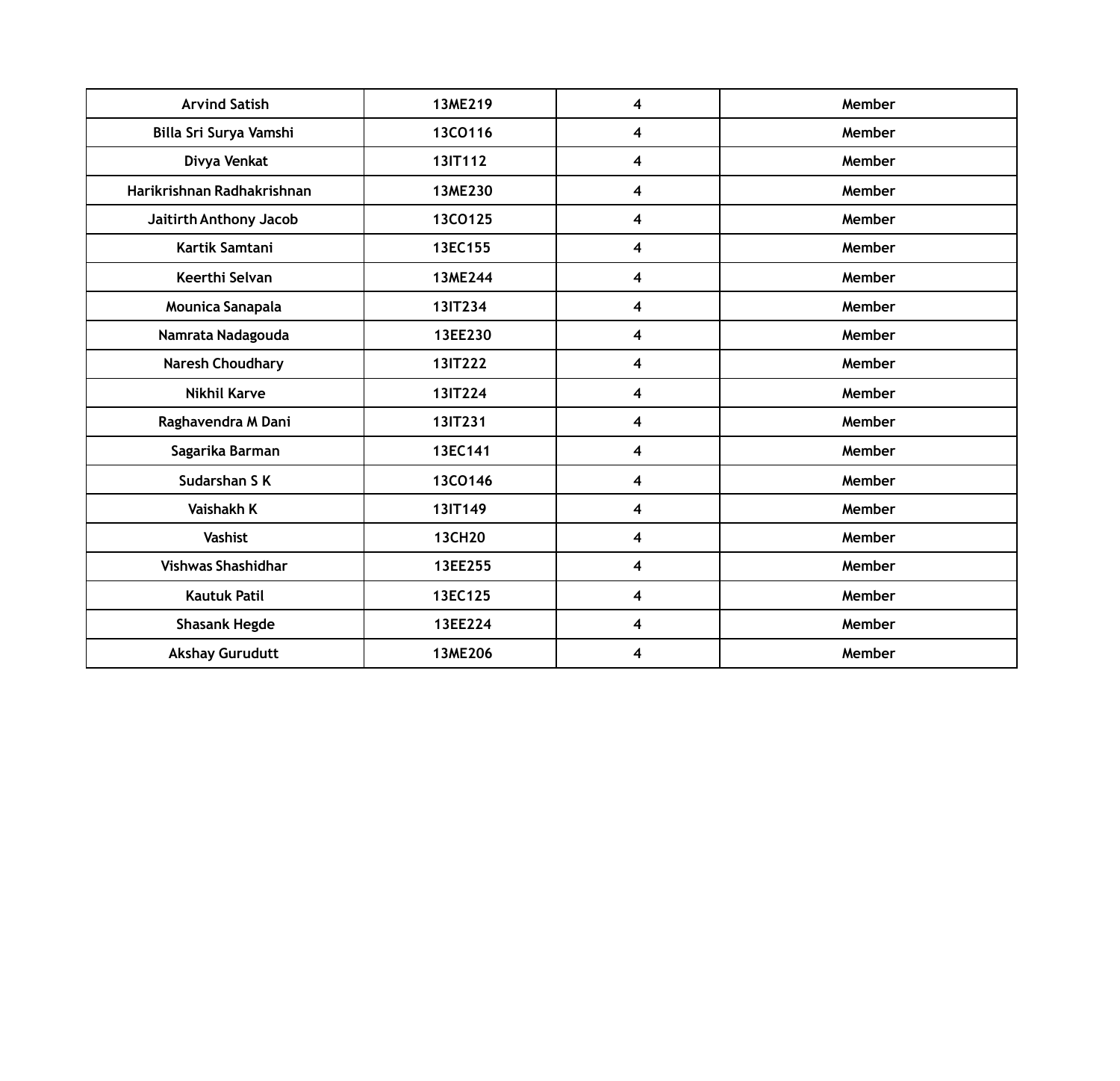| Arvind Satish | 13ME219 | 4 | Member |
|---|---|---|---|
| Billa Sri Surya Vamshi | 13CO116 | 4 | Member |
| Divya Venkat | 13IT112 | 4 | Member |
| Harikrishnan Radhakrishnan | 13ME230 | 4 | Member |
| Jaitirth Anthony Jacob | 13CO125 | 4 | Member |
| Kartik Samtani | 13EC155 | 4 | Member |
| Keerthi Selvan | 13ME244 | 4 | Member |
| Mounica Sanapala | 13IT234 | 4 | Member |
| Namrata Nadagouda | 13EE230 | 4 | Member |
| Naresh Choudhary | 13IT222 | 4 | Member |
| Nikhil Karve | 13IT224 | 4 | Member |
| Raghavendra M Dani | 13IT231 | 4 | Member |
| Sagarika Barman | 13EC141 | 4 | Member |
| Sudarshan S K | 13CO146 | 4 | Member |
| Vaishakh K | 13IT149 | 4 | Member |
| Vashist | 13CH20 | 4 | Member |
| Vishwas Shashidhar | 13EE255 | 4 | Member |
| Kautuk Patil | 13EC125 | 4 | Member |
| Shasank Hegde | 13EE224 | 4 | Member |
| Akshay Gurudutt | 13ME206 | 4 | Member |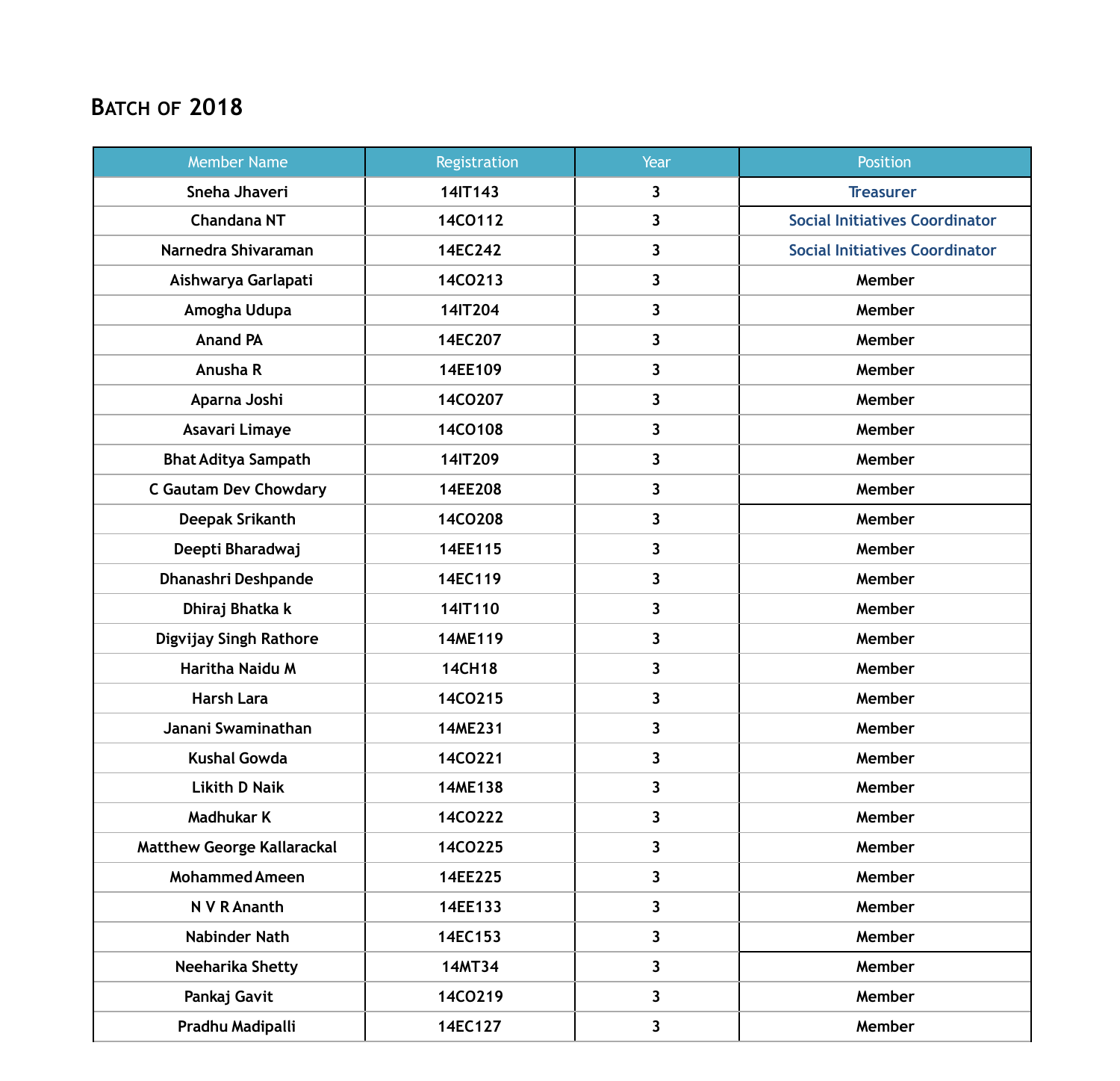## Batch of 2018

| Member Name | Registration | Year | Position |
| --- | --- | --- | --- |
| Sneha Jhaveri | 14IT143 | 3 | Treasurer |
| Chandana NT | 14CO112 | 3 | Social Initiatives Coordinator |
| Narnedra Shivaraman | 14EC242 | 3 | Social Initiatives Coordinator |
| Aishwarya Garlapati | 14CO213 | 3 | Member |
| Amogha Udupa | 14IT204 | 3 | Member |
| Anand PA | 14EC207 | 3 | Member |
| Anusha R | 14EE109 | 3 | Member |
| Aparna Joshi | 14CO207 | 3 | Member |
| Asavari Limaye | 14CO108 | 3 | Member |
| Bhat Aditya Sampath | 14IT209 | 3 | Member |
| C Gautam Dev Chowdary | 14EE208 | 3 | Member |
| Deepak Srikanth | 14CO208 | 3 | Member |
| Deepti Bharadwaj | 14EE115 | 3 | Member |
| Dhanashri Deshpande | 14EC119 | 3 | Member |
| Dhiraj Bhatka k | 14IT110 | 3 | Member |
| Digvijay Singh Rathore | 14ME119 | 3 | Member |
| Haritha Naidu M | 14CH18 | 3 | Member |
| Harsh Lara | 14CO215 | 3 | Member |
| Janani Swaminathan | 14ME231 | 3 | Member |
| Kushal Gowda | 14CO221 | 3 | Member |
| Likith D Naik | 14ME138 | 3 | Member |
| Madhukar K | 14CO222 | 3 | Member |
| Matthew George Kallarackal | 14CO225 | 3 | Member |
| Mohammed Ameen | 14EE225 | 3 | Member |
| N V R Ananth | 14EE133 | 3 | Member |
| Nabinder Nath | 14EC153 | 3 | Member |
| Neeharika Shetty | 14MT34 | 3 | Member |
| Pankaj Gavit | 14CO219 | 3 | Member |
| Pradhu Madipalli | 14EC127 | 3 | Member |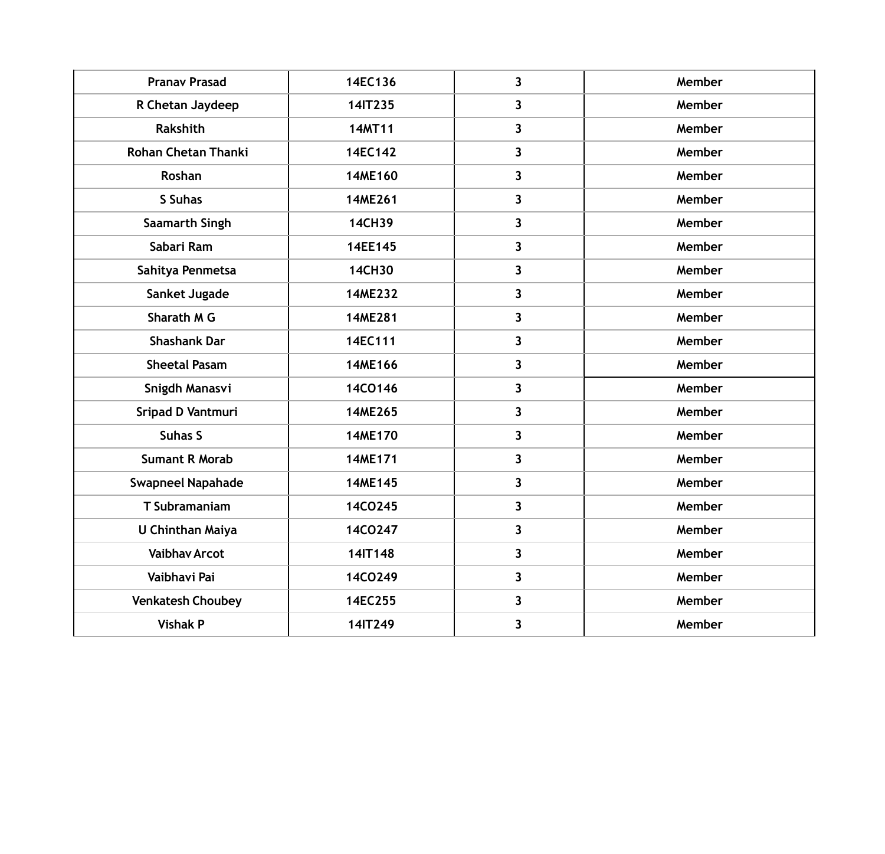| | | | |
|---|---|---|---|
| Pranav Prasad | 14EC136 | 3 | Member |
| R Chetan Jaydeep | 14IT235 | 3 | Member |
| Rakshith | 14MT11 | 3 | Member |
| Rohan Chetan Thanki | 14EC142 | 3 | Member |
| Roshan | 14ME160 | 3 | Member |
| S Suhas | 14ME261 | 3 | Member |
| Saamarth Singh | 14CH39 | 3 | Member |
| Sabari Ram | 14EE145 | 3 | Member |
| Sahitya Penmetsa | 14CH30 | 3 | Member |
| Sanket Jugade | 14ME232 | 3 | Member |
| Sharath M G | 14ME281 | 3 | Member |
| Shashank Dar | 14EC111 | 3 | Member |
| Sheetal Pasam | 14ME166 | 3 | Member |
| Snigdh Manasvi | 14CO146 | 3 | Member |
| Sripad D Vantmuri | 14ME265 | 3 | Member |
| Suhas S | 14ME170 | 3 | Member |
| Sumant R Morab | 14ME171 | 3 | Member |
| Swapneel Napahade | 14ME145 | 3 | Member |
| T Subramaniam | 14CO245 | 3 | Member |
| U Chinthan Maiya | 14CO247 | 3 | Member |
| Vaibhav Arcot | 14IT148 | 3 | Member |
| Vaibhavi Pai | 14CO249 | 3 | Member |
| Venkatesh Choubey | 14EC255 | 3 | Member |
| Vishak P | 14IT249 | 3 | Member |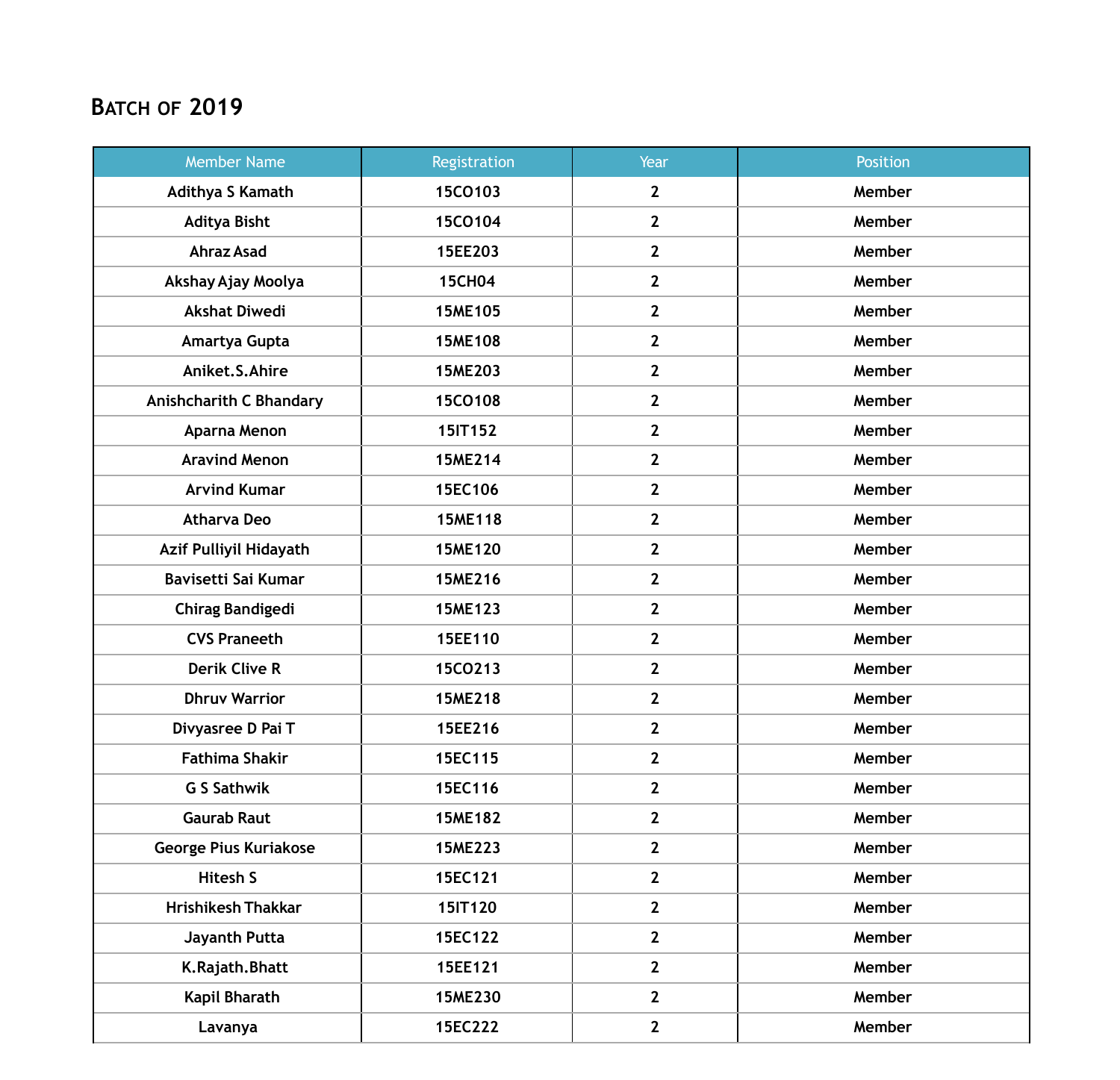## Batch of 2019

| Member Name | Registration | Year | Position |
|---|---|---|---|
| Adithya S Kamath | 15CO103 | 2 | Member |
| Aditya Bisht | 15CO104 | 2 | Member |
| Ahraz Asad | 15EE203 | 2 | Member |
| Akshay Ajay Moolya | 15CH04 | 2 | Member |
| Akshat Diwedi | 15ME105 | 2 | Member |
| Amartya Gupta | 15ME108 | 2 | Member |
| Aniket.S.Ahire | 15ME203 | 2 | Member |
| Anishcharith C Bhandary | 15CO108 | 2 | Member |
| Aparna Menon | 15IT152 | 2 | Member |
| Aravind Menon | 15ME214 | 2 | Member |
| Arvind Kumar | 15EC106 | 2 | Member |
| Atharva Deo | 15ME118 | 2 | Member |
| Azif Pulliyil Hidayath | 15ME120 | 2 | Member |
| Bavisetti Sai Kumar | 15ME216 | 2 | Member |
| Chirag Bandigedi | 15ME123 | 2 | Member |
| CVS Praneeth | 15EE110 | 2 | Member |
| Derik Clive R | 15CO213 | 2 | Member |
| Dhruv Warrior | 15ME218 | 2 | Member |
| Divyasree D Pai T | 15EE216 | 2 | Member |
| Fathima Shakir | 15EC115 | 2 | Member |
| G S Sathwik | 15EC116 | 2 | Member |
| Gaurab Raut | 15ME182 | 2 | Member |
| George Pius Kuriakose | 15ME223 | 2 | Member |
| Hitesh S | 15EC121 | 2 | Member |
| Hrishikesh Thakkar | 15IT120 | 2 | Member |
| Jayanth Putta | 15EC122 | 2 | Member |
| K.Rajath.Bhatt | 15EE121 | 2 | Member |
| Kapil Bharath | 15ME230 | 2 | Member |
| Lavanya | 15EC222 | 2 | Member |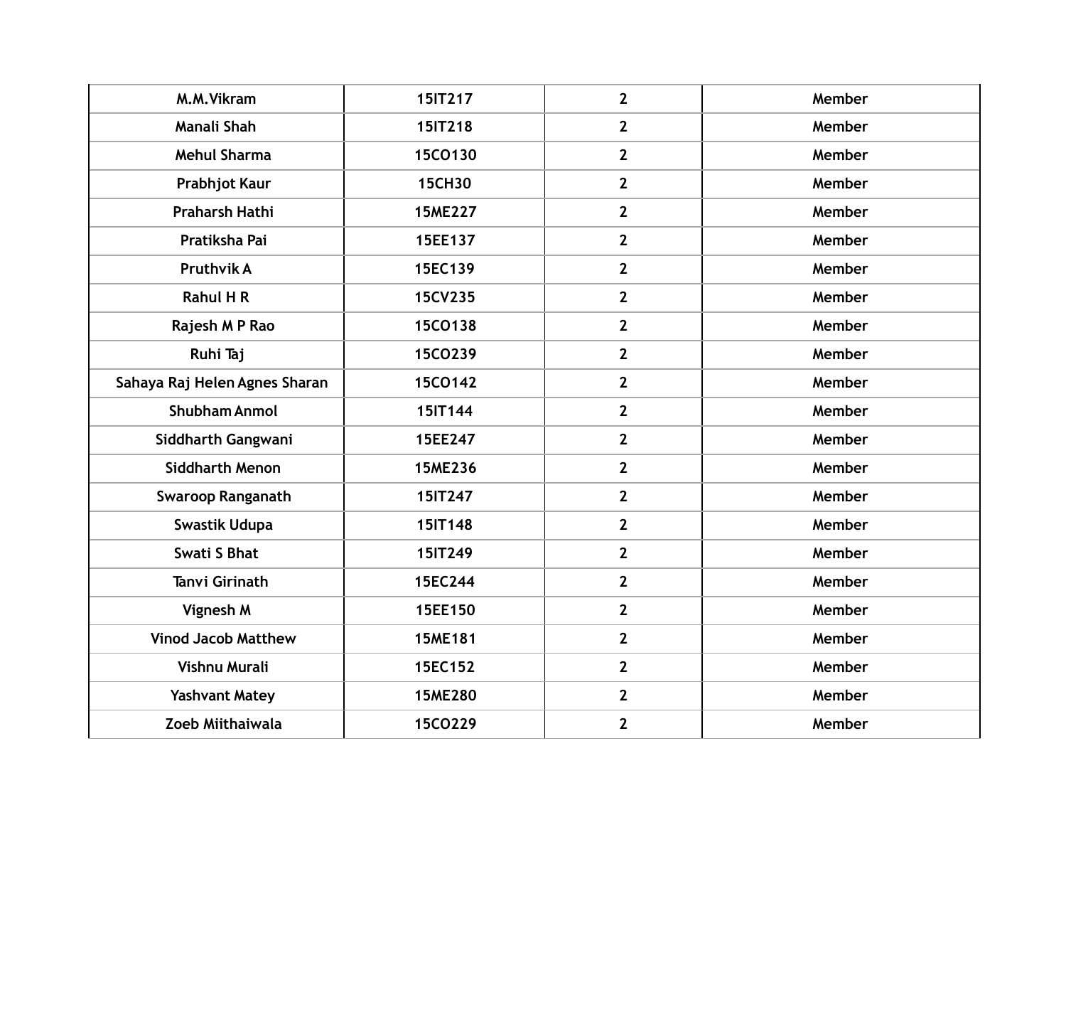| | | | |
|---|---|---|---|
| M.M.Vikram | 15IT217 | 2 | Member |
| Manali Shah | 15IT218 | 2 | Member |
| Mehul Sharma | 15CO130 | 2 | Member |
| Prabhjot Kaur | 15CH30 | 2 | Member |
| Praharsh Hathi | 15ME227 | 2 | Member |
| Pratiksha Pai | 15EE137 | 2 | Member |
| Pruthvik A | 15EC139 | 2 | Member |
| Rahul H R | 15CV235 | 2 | Member |
| Rajesh M P Rao | 15CO138 | 2 | Member |
| Ruhi Taj | 15CO239 | 2 | Member |
| Sahaya Raj Helen Agnes Sharan | 15CO142 | 2 | Member |
| Shubham Anmol | 15IT144 | 2 | Member |
| Siddharth Gangwani | 15EE247 | 2 | Member |
| Siddharth Menon | 15ME236 | 2 | Member |
| Swaroop Ranganath | 15IT247 | 2 | Member |
| Swastik Udupa | 15IT148 | 2 | Member |
| Swati S Bhat | 15IT249 | 2 | Member |
| Tanvi Girinath | 15EC244 | 2 | Member |
| Vignesh M | 15EE150 | 2 | Member |
| Vinod Jacob Matthew | 15ME181 | 2 | Member |
| Vishnu Murali | 15EC152 | 2 | Member |
| Yashvant Matey | 15ME280 | 2 | Member |
| Zoeb Miithaiwala | 15CO229 | 2 | Member |